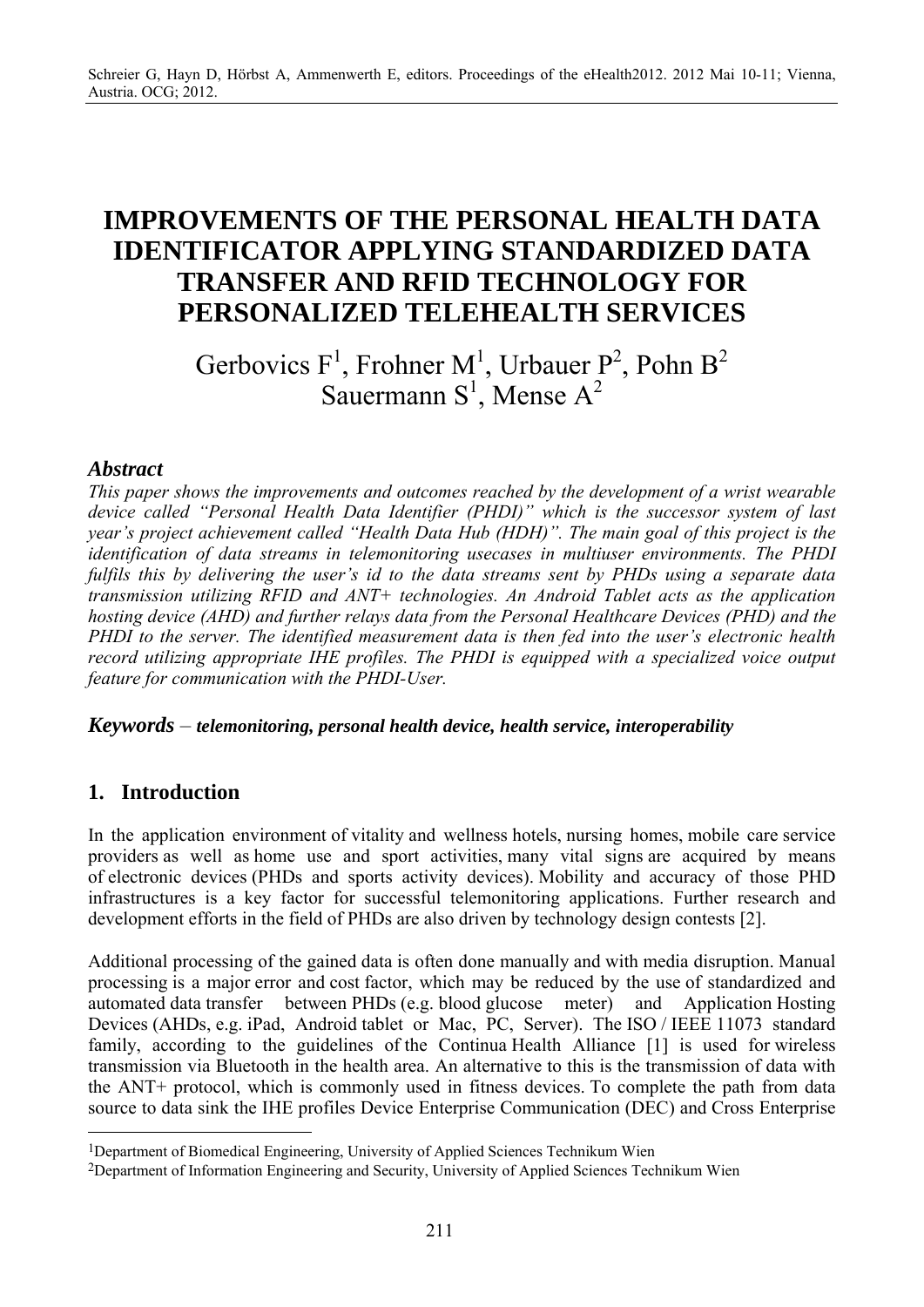# IMPROVEMENTS OF THE PERSONAL HEALTH DATA IDENTIFICATOR APPLYING STANDARDIZED DATA TRANSFER AND RFID TECHNOLOGY FOR PERSONALIZED TELEHEALTH SERVICES

Gerbovics F[1], Frohner M[1], Urbauer P[2], Pohn B[2]
Sauermann S[1], Mense A[2]

### *Abstract*

*This paper shows the improvements and outcomes reached by the development of a wrist wearable device called "Personal Health Data Identifier (PHDI)" which is the successor system of last year's project achievement called "Health Data Hub (HDH)". The main goal of this project is the identification of data streams in telemonitoring usecases in multiuser environments. The PHDI fulfils this by delivering the user's id to the data streams sent by PHDs using a separate data transmission utilizing RFID and ANT+ technologies. An Android Tablet acts as the application hosting device (AHD) and further relays data from the Personal Healthcare Devices (PHD) and the PHDI to the server. The identified measurement data is then fed into the user's electronic health record utilizing appropriate IHE profiles. The PHDI is equipped with a specialized voice output feature for communication with the PHDI-User.*

***Keywords** – telemonitoring, personal health device, health service, interoperability*

## 1. Introduction

In the application environment of vitality and wellness hotels, nursing homes, mobile care service providers as well as home use and sport activities, many vital signs are acquired by means of electronic devices (PHDs and sports activity devices). Mobility and accuracy of those PHD infrastructures is a key factor for successful telemonitoring applications. Further research and development efforts in the field of PHDs are also driven by technology design contests [2].

Additional processing of the gained data is often done manually and with media disruption. Manual processing is a major error and cost factor, which may be reduced by the use of standardized and automated data transfer between PHDs (e.g. blood glucose meter) and Application Hosting Devices (AHDs, e.g. iPad, Android tablet or Mac, PC, Server). The ISO / IEEE 11073 standard family, according to the guidelines of the Continua Health Alliance [1] is used for wireless transmission via Bluetooth in the health area. An alternative to this is the transmission of data with the ANT+ protocol, which is commonly used in fitness devices. To complete the path from data source to data sink the IHE profiles Device Enterprise Communication (DEC) and Cross Enterprise

---

[1] Department of Biomedical Engineering, University of Applied Sciences Technikum Wien

[2] Department of Information Engineering and Security, University of Applied Sciences Technikum Wien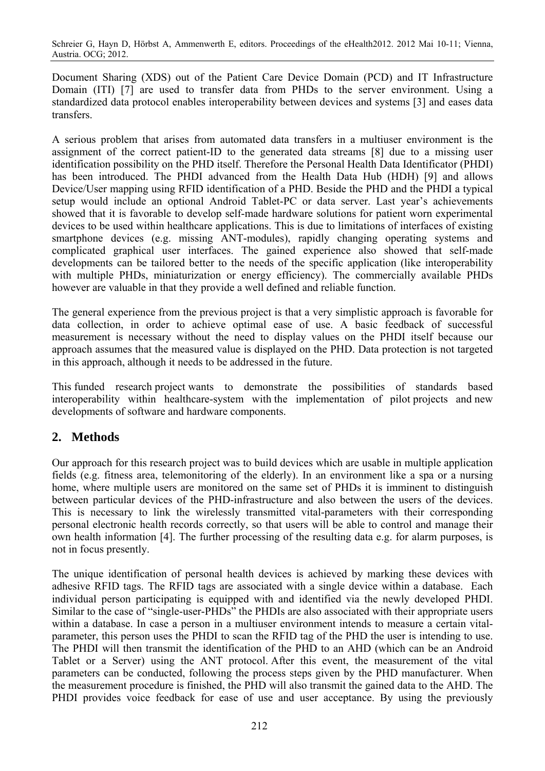Document Sharing (XDS) out of the Patient Care Device Domain (PCD) and IT Infrastructure Domain (ITI) [7] are used to transfer data from PHDs to the server environment. Using a standardized data protocol enables interoperability between devices and systems [3] and eases data transfers.

A serious problem that arises from automated data transfers in a multiuser environment is the assignment of the correct patient-ID to the generated data streams [8] due to a missing user identification possibility on the PHD itself. Therefore the Personal Health Data Identificator (PHDI) has been introduced. The PHDI advanced from the Health Data Hub (HDH) [9] and allows Device/User mapping using RFID identification of a PHD. Beside the PHD and the PHDI a typical setup would include an optional Android Tablet-PC or data server. Last year's achievements showed that it is favorable to develop self-made hardware solutions for patient worn experimental devices to be used within healthcare applications. This is due to limitations of interfaces of existing smartphone devices (e.g. missing ANT-modules), rapidly changing operating systems and complicated graphical user interfaces. The gained experience also showed that self-made developments can be tailored better to the needs of the specific application (like interoperability with multiple PHDs, miniaturization or energy efficiency). The commercially available PHDs however are valuable in that they provide a well defined and reliable function.

The general experience from the previous project is that a very simplistic approach is favorable for data collection, in order to achieve optimal ease of use. A basic feedback of successful measurement is necessary without the need to display values on the PHDI itself because our approach assumes that the measured value is displayed on the PHD. Data protection is not targeted in this approach, although it needs to be addressed in the future.

This funded research project wants to demonstrate the possibilities of standards based interoperability within healthcare-system with the implementation of pilot projects and new developments of software and hardware components.

## 2. Methods

Our approach for this research project was to build devices which are usable in multiple application fields (e.g. fitness area, telemonitoring of the elderly). In an environment like a spa or a nursing home, where multiple users are monitored on the same set of PHDs it is imminent to distinguish between particular devices of the PHD-infrastructure and also between the users of the devices. This is necessary to link the wirelessly transmitted vital-parameters with their corresponding personal electronic health records correctly, so that users will be able to control and manage their own health information [4]. The further processing of the resulting data e.g. for alarm purposes, is not in focus presently.

The unique identification of personal health devices is achieved by marking these devices with adhesive RFID tags. The RFID tags are associated with a single device within a database. Each individual person participating is equipped with and identified via the newly developed PHDI. Similar to the case of "single-user-PHDs" the PHDIs are also associated with their appropriate users within a database. In case a person in a multiuser environment intends to measure a certain vital-parameter, this person uses the PHDI to scan the RFID tag of the PHD the user is intending to use. The PHDI will then transmit the identification of the PHD to an AHD (which can be an Android Tablet or a Server) using the ANT protocol. After this event, the measurement of the vital parameters can be conducted, following the process steps given by the PHD manufacturer. When the measurement procedure is finished, the PHD will also transmit the gained data to the AHD. The PHDI provides voice feedback for ease of use and user acceptance. By using the previously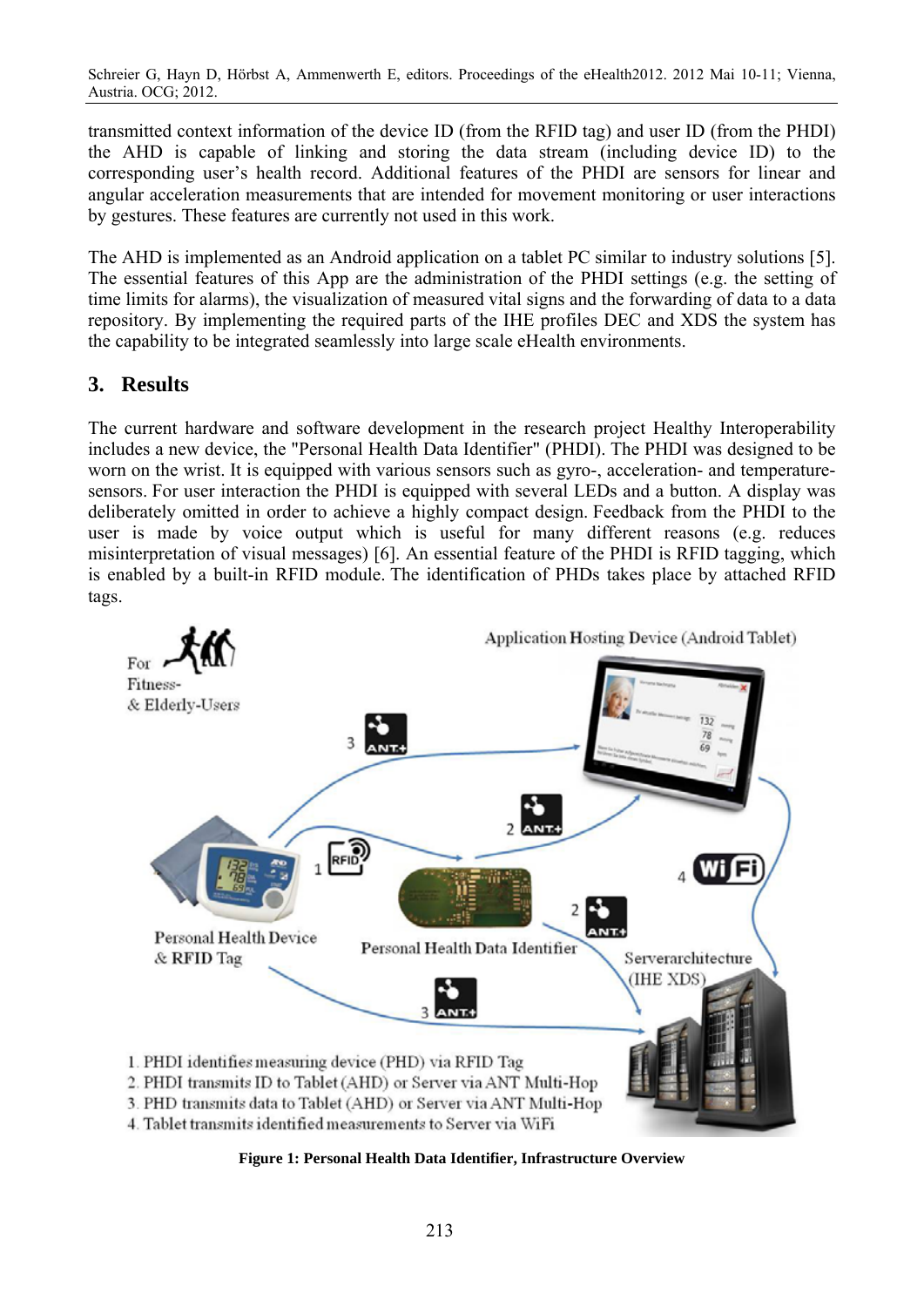transmitted context information of the device ID (from the RFID tag) and user ID (from the PHDI) the AHD is capable of linking and storing the data stream (including device ID) to the corresponding user's health record. Additional features of the PHDI are sensors for linear and angular acceleration measurements that are intended for movement monitoring or user interactions by gestures. These features are currently not used in this work.

The AHD is implemented as an Android application on a tablet PC similar to industry solutions [5]. The essential features of this App are the administration of the PHDI settings (e.g. the setting of time limits for alarms), the visualization of measured vital signs and the forwarding of data to a data repository. By implementing the required parts of the IHE profiles DEC and XDS the system has the capability to be integrated seamlessly into large scale eHealth environments.

## 3. Results

The current hardware and software development in the research project Healthy Interoperability includes a new device, the "Personal Health Data Identifier" (PHDI). The PHDI was designed to be worn on the wrist. It is equipped with various sensors such as gyro-, acceleration- and temperature-sensors. For user interaction the PHDI is equipped with several LEDs and a button. A display was deliberately omitted in order to achieve a highly compact design. Feedback from the PHDI to the user is made by voice output which is useful for many different reasons (e.g. reduces misinterpretation of visual messages) [6]. An essential feature of the PHDI is RFID tagging, which is enabled by a built-in RFID module. The identification of PHDs takes place by attached RFID tags.

For Fitness- & Elderly-Users

Application Hosting Device (Android Tablet)

Personal Health Device & RFID Tag

Personal Health Data Identifier

Serverarchitecture (IHE XDS)

1. PHDI identifies measuring device (PHD) via RFID Tag
2. PHDI transmits ID to Tablet (AHD) or Server via ANT Multi-Hop
3. PHD transmits data to Tablet (AHD) or Server via ANT Multi-Hop
4. Tablet transmits identified measurements to Server via WiFi

**Figure 1: Personal Health Data Identifier, Infrastructure Overview**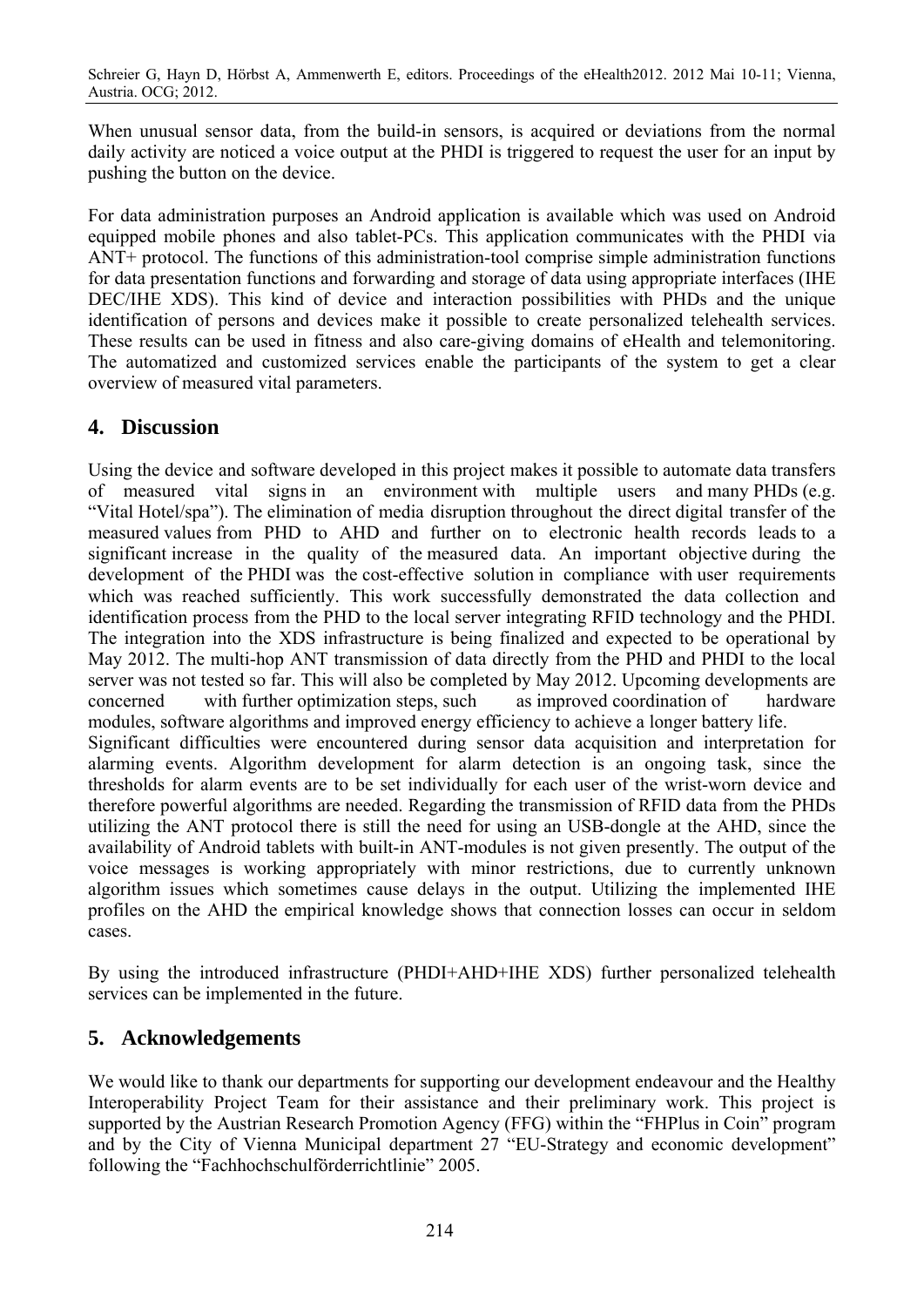When unusual sensor data, from the build-in sensors, is acquired or deviations from the normal daily activity are noticed a voice output at the PHDI is triggered to request the user for an input by pushing the button on the device.

For data administration purposes an Android application is available which was used on Android equipped mobile phones and also tablet-PCs. This application communicates with the PHDI via ANT+ protocol. The functions of this administration-tool comprise simple administration functions for data presentation functions and forwarding and storage of data using appropriate interfaces (IHE DEC/IHE XDS). This kind of device and interaction possibilities with PHDs and the unique identification of persons and devices make it possible to create personalized telehealth services. These results can be used in fitness and also care-giving domains of eHealth and telemonitoring. The automatized and customized services enable the participants of the system to get a clear overview of measured vital parameters.

## 4. Discussion

Using the device and software developed in this project makes it possible to automate data transfers of measured vital signs in an environment with multiple users and many PHDs (e.g. "Vital Hotel/spa"). The elimination of media disruption throughout the direct digital transfer of the measured values from PHD to AHD and further on to electronic health records leads to a significant increase in the quality of the measured data. An important objective during the development of the PHDI was the cost-effective solution in compliance with user requirements which was reached sufficiently. This work successfully demonstrated the data collection and identification process from the PHD to the local server integrating RFID technology and the PHDI. The integration into the XDS infrastructure is being finalized and expected to be operational by May 2012. The multi-hop ANT transmission of data directly from the PHD and PHDI to the local server was not tested so far. This will also be completed by May 2012. Upcoming developments are concerned with further optimization steps, such as improved coordination of hardware modules, software algorithms and improved energy efficiency to achieve a longer battery life.

Significant difficulties were encountered during sensor data acquisition and interpretation for alarming events. Algorithm development for alarm detection is an ongoing task, since the thresholds for alarm events are to be set individually for each user of the wrist-worn device and therefore powerful algorithms are needed. Regarding the transmission of RFID data from the PHDs utilizing the ANT protocol there is still the need for using an USB-dongle at the AHD, since the availability of Android tablets with built-in ANT-modules is not given presently. The output of the voice messages is working appropriately with minor restrictions, due to currently unknown algorithm issues which sometimes cause delays in the output. Utilizing the implemented IHE profiles on the AHD the empirical knowledge shows that connection losses can occur in seldom cases.

By using the introduced infrastructure (PHDI+AHD+IHE XDS) further personalized telehealth services can be implemented in the future.

## 5. Acknowledgements

We would like to thank our departments for supporting our development endeavour and the Healthy Interoperability Project Team for their assistance and their preliminary work. This project is supported by the Austrian Research Promotion Agency (FFG) within the "FHPlus in Coin" program and by the City of Vienna Municipal department 27 "EU-Strategy and economic development" following the "Fachhochschulförderrichtlinie" 2005.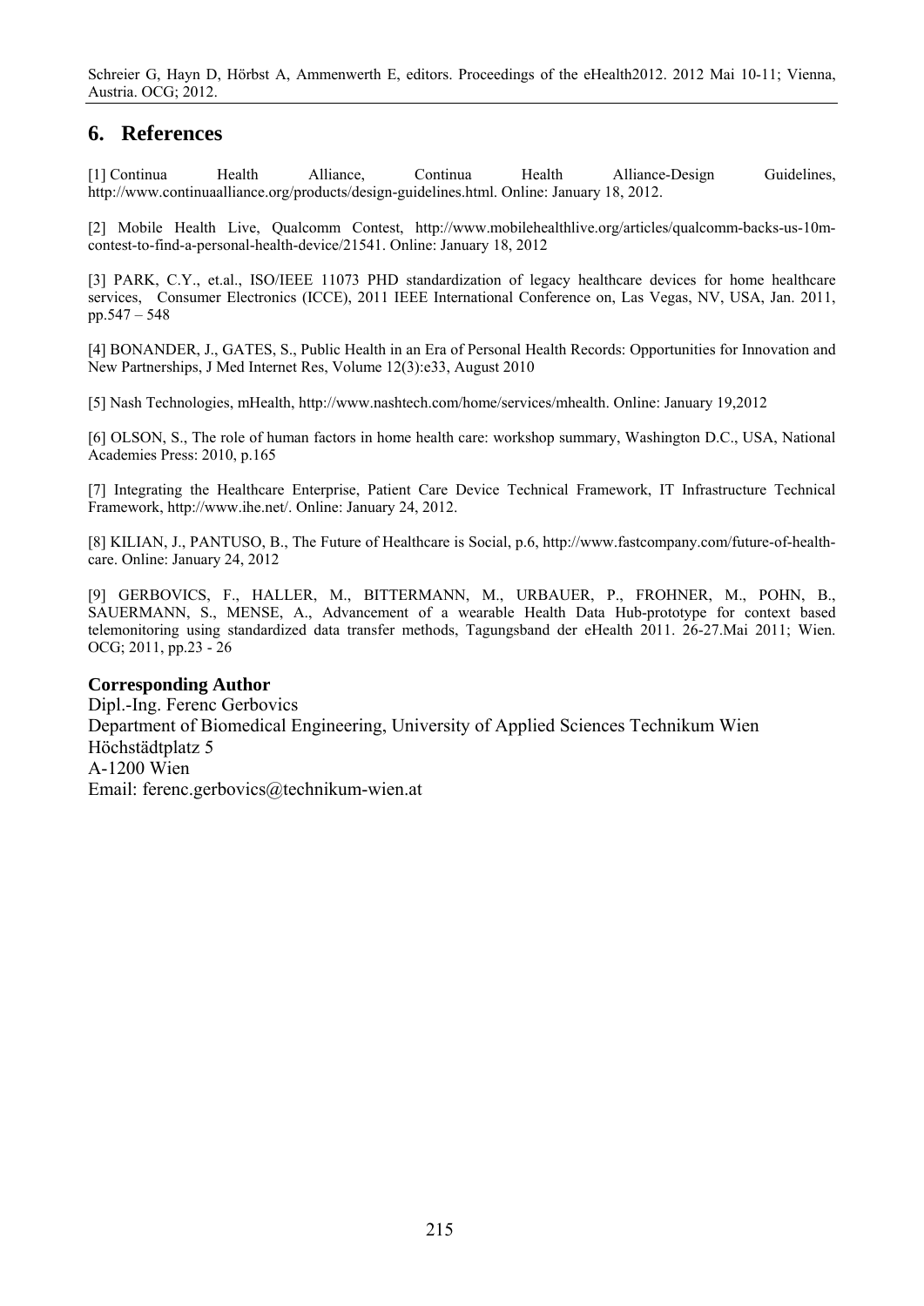## 6. References

[1] Continua Health Alliance, Continua Health Alliance-Design Guidelines, http://www.continuaalliance.org/products/design-guidelines.html. Online: January 18, 2012.

[2] Mobile Health Live, Qualcomm Contest, http://www.mobilehealthlive.org/articles/qualcomm-backs-us-10m-contest-to-find-a-personal-health-device/21541. Online: January 18, 2012

[3] PARK, C.Y., et.al., ISO/IEEE 11073 PHD standardization of legacy healthcare devices for home healthcare services, Consumer Electronics (ICCE), 2011 IEEE International Conference on, Las Vegas, NV, USA, Jan. 2011, pp.547 – 548

[4] BONANDER, J., GATES, S., Public Health in an Era of Personal Health Records: Opportunities for Innovation and New Partnerships, J Med Internet Res, Volume 12(3):e33, August 2010

[5] Nash Technologies, mHealth, http://www.nashtech.com/home/services/mhealth. Online: January 19,2012

[6] OLSON, S., The role of human factors in home health care: workshop summary, Washington D.C., USA, National Academies Press: 2010, p.165

[7] Integrating the Healthcare Enterprise, Patient Care Device Technical Framework, IT Infrastructure Technical Framework, http://www.ihe.net/. Online: January 24, 2012.

[8] KILIAN, J., PANTUSO, B., The Future of Healthcare is Social, p.6, http://www.fastcompany.com/future-of-health-care. Online: January 24, 2012

[9] GERBOVICS, F., HALLER, M., BITTERMANN, M., URBAUER, P., FROHNER, M., POHN, B., SAUERMANN, S., MENSE, A., Advancement of a wearable Health Data Hub-prototype for context based telemonitoring using standardized data transfer methods, Tagungsband der eHealth 2011. 26-27.Mai 2011; Wien. OCG; 2011, pp.23 - 26

**Corresponding Author**

Dipl.-Ing. Ferenc Gerbovics
Department of Biomedical Engineering, University of Applied Sciences Technikum Wien
Höchstädtplatz 5
A-1200 Wien
Email: ferenc.gerbovics@technikum-wien.at